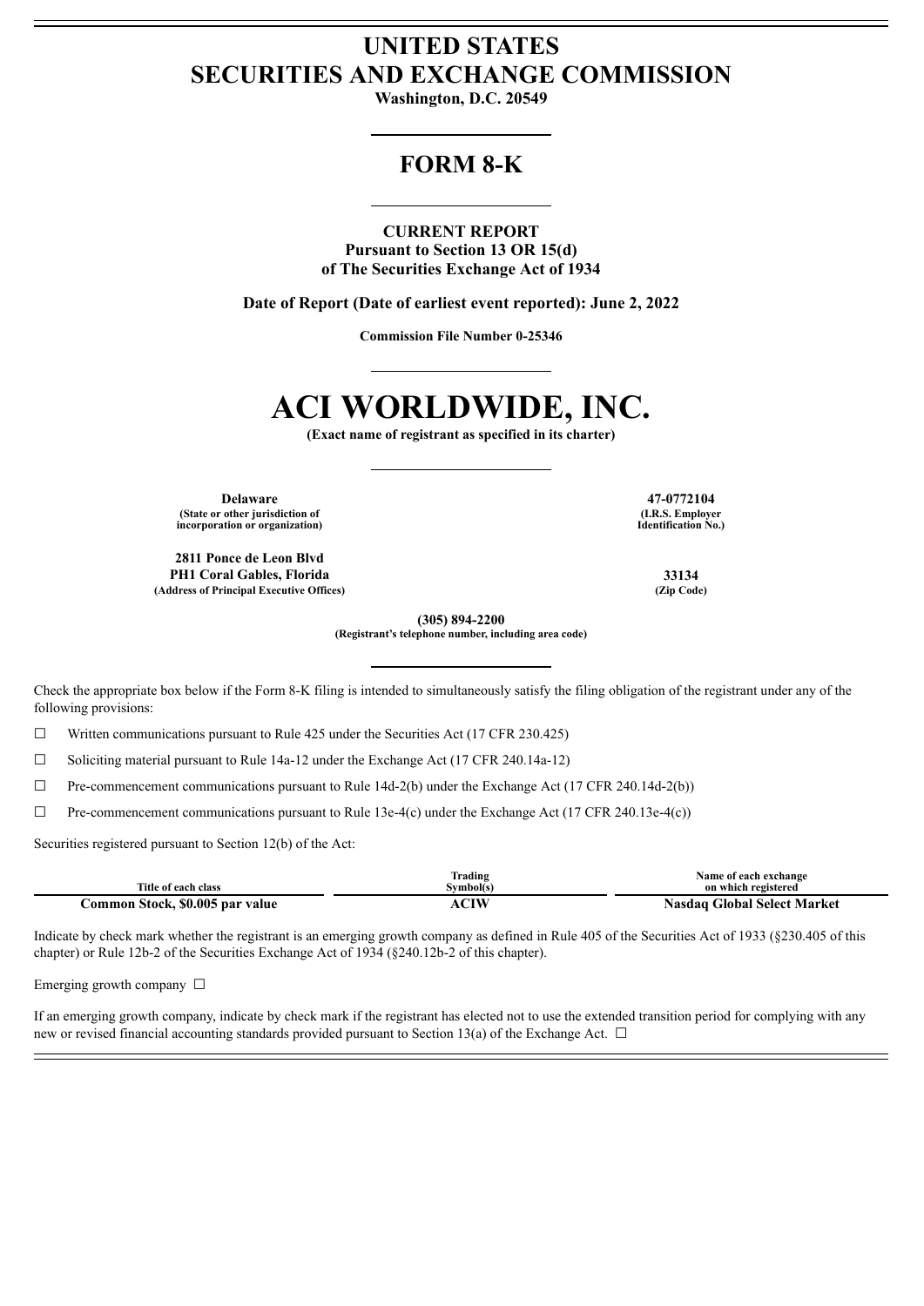# UNITED STATES
# SECURITIES AND EXCHANGE COMMISSION

**Washington, D.C. 20549**

## FORM 8-K

**CURRENT REPORT**
**Pursuant to Section 13 OR 15(d)**
**of The Securities Exchange Act of 1934**

**Date of Report (Date of earliest event reported): June 2, 2022**

**Commission File Number 0-25346**

# ACI WORLDWIDE, INC.

**(Exact name of registrant as specified in its charter)**

| | |
|---|---|
| **Delaware** | **47-0772104** |
| **(State or other jurisdiction of incorporation or organization)** | **(I.R.S. Employer Identification No.)** |
| **2811 Ponce de Leon Blvd PH1 Coral Gables, Florida** | **33134** |
| **(Address of Principal Executive Offices)** | **(Zip Code)** |

**(305) 894-2200**
**(Registrant's telephone number, including area code)**

Check the appropriate box below if the Form 8-K filing is intended to simultaneously satisfy the filing obligation of the registrant under any of the following provisions:

☐ Written communications pursuant to Rule 425 under the Securities Act (17 CFR 230.425)

☐ Soliciting material pursuant to Rule 14a-12 under the Exchange Act (17 CFR 240.14a-12)

☐ Pre-commencement communications pursuant to Rule 14d-2(b) under the Exchange Act (17 CFR 240.14d-2(b))

☐ Pre-commencement communications pursuant to Rule 13e-4(c) under the Exchange Act (17 CFR 240.13e-4(c))

Securities registered pursuant to Section 12(b) of the Act:

| Title of each class | Trading Symbol(s) | Name of each exchange on which registered |
|---|---|---|
| **Common Stock, $0.005 par value** | **ACIW** | **Nasdaq Global Select Market** |

Indicate by check mark whether the registrant is an emerging growth company as defined in Rule 405 of the Securities Act of 1933 (§230.405 of this chapter) or Rule 12b-2 of the Securities Exchange Act of 1934 (§240.12b-2 of this chapter).

Emerging growth company ☐

If an emerging growth company, indicate by check mark if the registrant has elected not to use the extended transition period for complying with any new or revised financial accounting standards provided pursuant to Section 13(a) of the Exchange Act. ☐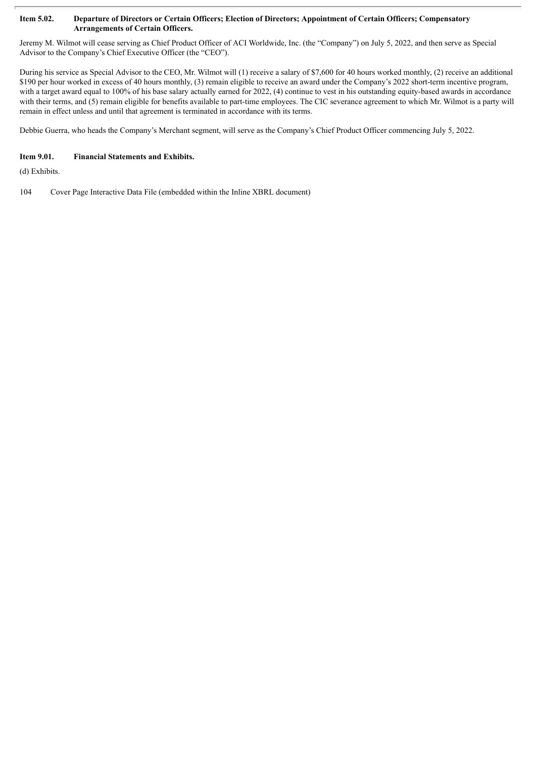**Item 5.02. Departure of Directors or Certain Officers; Election of Directors; Appointment of Certain Officers; Compensatory Arrangements of Certain Officers.**

Jeremy M. Wilmot will cease serving as Chief Product Officer of ACI Worldwide, Inc. (the "Company") on July 5, 2022, and then serve as Special Advisor to the Company's Chief Executive Officer (the "CEO").

During his service as Special Advisor to the CEO, Mr. Wilmot will (1) receive a salary of $7,600 for 40 hours worked monthly, (2) receive an additional $190 per hour worked in excess of 40 hours monthly, (3) remain eligible to receive an award under the Company's 2022 short-term incentive program, with a target award equal to 100% of his base salary actually earned for 2022, (4) continue to vest in his outstanding equity-based awards in accordance with their terms, and (5) remain eligible for benefits available to part-time employees. The CIC severance agreement to which Mr. Wilmot is a party will remain in effect unless and until that agreement is terminated in accordance with its terms.

Debbie Guerra, who heads the Company's Merchant segment, will serve as the Company's Chief Product Officer commencing July 5, 2022.

**Item 9.01. Financial Statements and Exhibits.**

(d) Exhibits.

104 Cover Page Interactive Data File (embedded within the Inline XBRL document)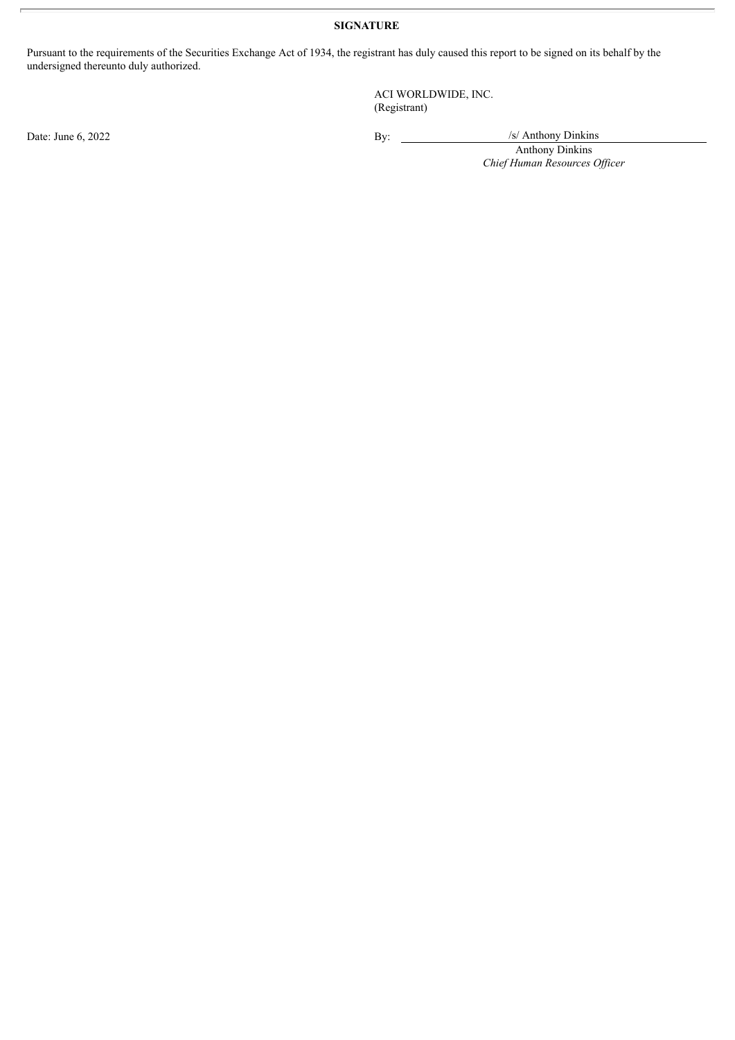**SIGNATURE**

Pursuant to the requirements of the Securities Exchange Act of 1934, the registrant has duly caused this report to be signed on its behalf by the undersigned thereunto duly authorized.

ACI WORLDWIDE, INC.
(Registrant)

Date: June 6, 2022

By: /s/ Anthony Dinkins
Anthony Dinkins
*Chief Human Resources Officer*